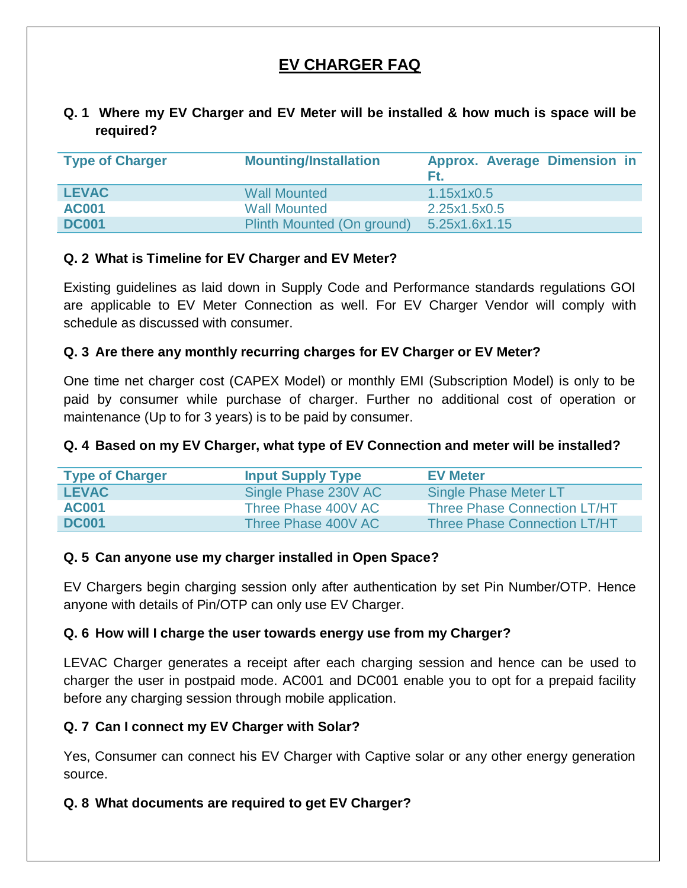# EV CHARGER FAQ

**Q. 1 Where my EV Charger and EV Meter will be installed & how much is space will be required?**

| Type of Charger | Mounting/Installation | Approx. Average Dimension in Ft. |
|---|---|---|
| **LEVAC** | Wall Mounted | 1.15x1x0.5 |
| **AC001** | Wall Mounted | 2.25x1.5x0.5 |
| **DC001** | Plinth Mounted (On ground) | 5.25x1.6x1.15 |

**Q. 2 What is Timeline for EV Charger and EV Meter?**

Existing guidelines as laid down in Supply Code and Performance standards regulations GOI are applicable to EV Meter Connection as well. For EV Charger Vendor will comply with schedule as discussed with consumer.

**Q. 3 Are there any monthly recurring charges for EV Charger or EV Meter?**

One time net charger cost (CAPEX Model) or monthly EMI (Subscription Model) is only to be paid by consumer while purchase of charger. Further no additional cost of operation or maintenance (Up to for 3 years) is to be paid by consumer.

**Q. 4 Based on my EV Charger, what type of EV Connection and meter will be installed?**

| Type of Charger | Input Supply Type | EV Meter |
|---|---|---|
| **LEVAC** | Single Phase 230V AC | Single Phase Meter LT |
| **AC001** | Three Phase 400V AC | Three Phase Connection LT/HT |
| **DC001** | Three Phase 400V AC | Three Phase Connection LT/HT |

**Q. 5 Can anyone use my charger installed in Open Space?**

EV Chargers begin charging session only after authentication by set Pin Number/OTP. Hence anyone with details of Pin/OTP can only use EV Charger.

**Q. 6 How will I charge the user towards energy use from my Charger?**

LEVAC Charger generates a receipt after each charging session and hence can be used to charger the user in postpaid mode. AC001 and DC001 enable you to opt for a prepaid facility before any charging session through mobile application.

**Q. 7 Can I connect my EV Charger with Solar?**

Yes, Consumer can connect his EV Charger with Captive solar or any other energy generation source.

**Q. 8 What documents are required to get EV Charger?**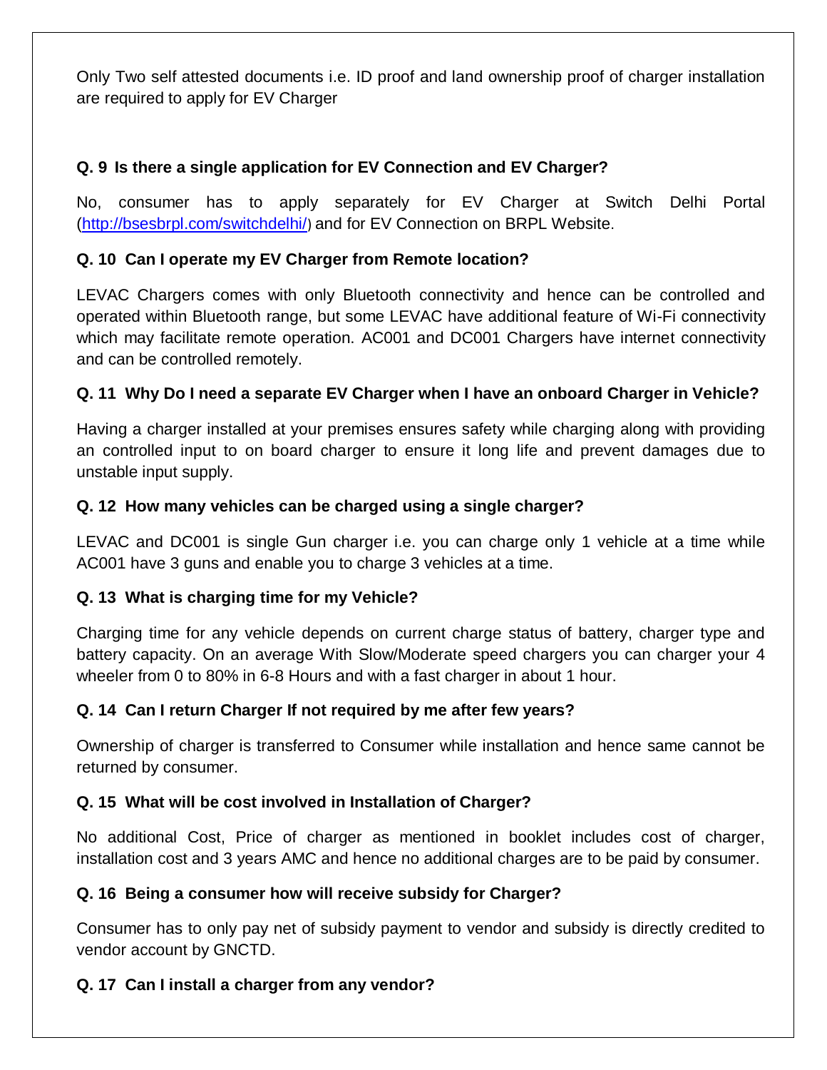Only Two self attested documents i.e. ID proof and land ownership proof of charger installation are required to apply for EV Charger

**Q. 9 Is there a single application for EV Connection and EV Charger?**

No, consumer has to apply separately for EV Charger at Switch Delhi Portal (http://bsesbrpl.com/switchdelhi/) and for EV Connection on BRPL Website.

**Q. 10 Can I operate my EV Charger from Remote location?**

LEVAC Chargers comes with only Bluetooth connectivity and hence can be controlled and operated within Bluetooth range, but some LEVAC have additional feature of Wi-Fi connectivity which may facilitate remote operation. AC001 and DC001 Chargers have internet connectivity and can be controlled remotely.

**Q. 11 Why Do I need a separate EV Charger when I have an onboard Charger in Vehicle?**

Having a charger installed at your premises ensures safety while charging along with providing an controlled input to on board charger to ensure it long life and prevent damages due to unstable input supply.

**Q. 12 How many vehicles can be charged using a single charger?**

LEVAC and DC001 is single Gun charger i.e. you can charge only 1 vehicle at a time while AC001 have 3 guns and enable you to charge 3 vehicles at a time.

**Q. 13 What is charging time for my Vehicle?**

Charging time for any vehicle depends on current charge status of battery, charger type and battery capacity. On an average With Slow/Moderate speed chargers you can charger your 4 wheeler from 0 to 80% in 6-8 Hours and with a fast charger in about 1 hour.

**Q. 14 Can I return Charger If not required by me after few years?**

Ownership of charger is transferred to Consumer while installation and hence same cannot be returned by consumer.

**Q. 15 What will be cost involved in Installation of Charger?**

No additional Cost, Price of charger as mentioned in booklet includes cost of charger, installation cost and 3 years AMC and hence no additional charges are to be paid by consumer.

**Q. 16 Being a consumer how will receive subsidy for Charger?**

Consumer has to only pay net of subsidy payment to vendor and subsidy is directly credited to vendor account by GNCTD.

**Q. 17 Can I install a charger from any vendor?**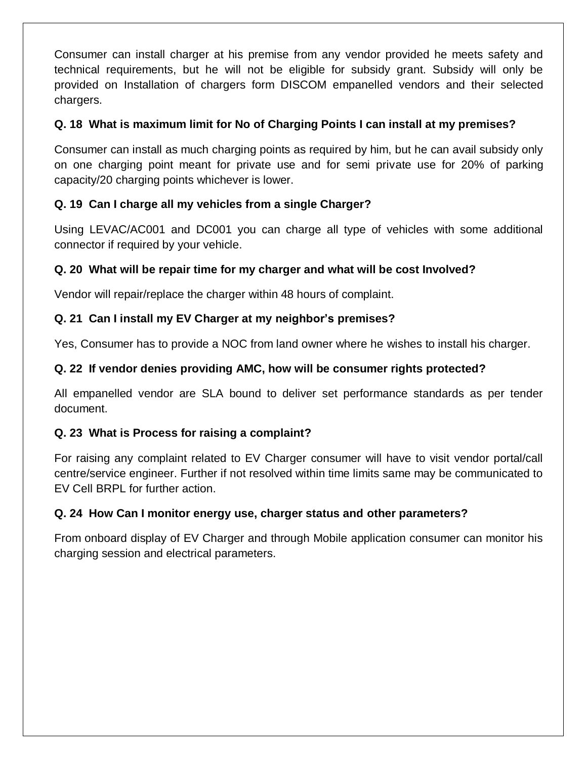Consumer can install charger at his premise from any vendor provided he meets safety and technical requirements, but he will not be eligible for subsidy grant. Subsidy will only be provided on Installation of chargers form DISCOM empanelled vendors and their selected chargers.

**Q. 18 What is maximum limit for No of Charging Points I can install at my premises?**

Consumer can install as much charging points as required by him, but he can avail subsidy only on one charging point meant for private use and for semi private use for 20% of parking capacity/20 charging points whichever is lower.

**Q. 19 Can I charge all my vehicles from a single Charger?**

Using LEVAC/AC001 and DC001 you can charge all type of vehicles with some additional connector if required by your vehicle.

**Q. 20 What will be repair time for my charger and what will be cost Involved?**

Vendor will repair/replace the charger within 48 hours of complaint.

**Q. 21 Can I install my EV Charger at my neighbor's premises?**

Yes, Consumer has to provide a NOC from land owner where he wishes to install his charger.

**Q. 22 If vendor denies providing AMC, how will be consumer rights protected?**

All empanelled vendor are SLA bound to deliver set performance standards as per tender document.

**Q. 23 What is Process for raising a complaint?**

For raising any complaint related to EV Charger consumer will have to visit vendor portal/call centre/service engineer. Further if not resolved within time limits same may be communicated to EV Cell BRPL for further action.

**Q. 24 How Can I monitor energy use, charger status and other parameters?**

From onboard display of EV Charger and through Mobile application consumer can monitor his charging session and electrical parameters.